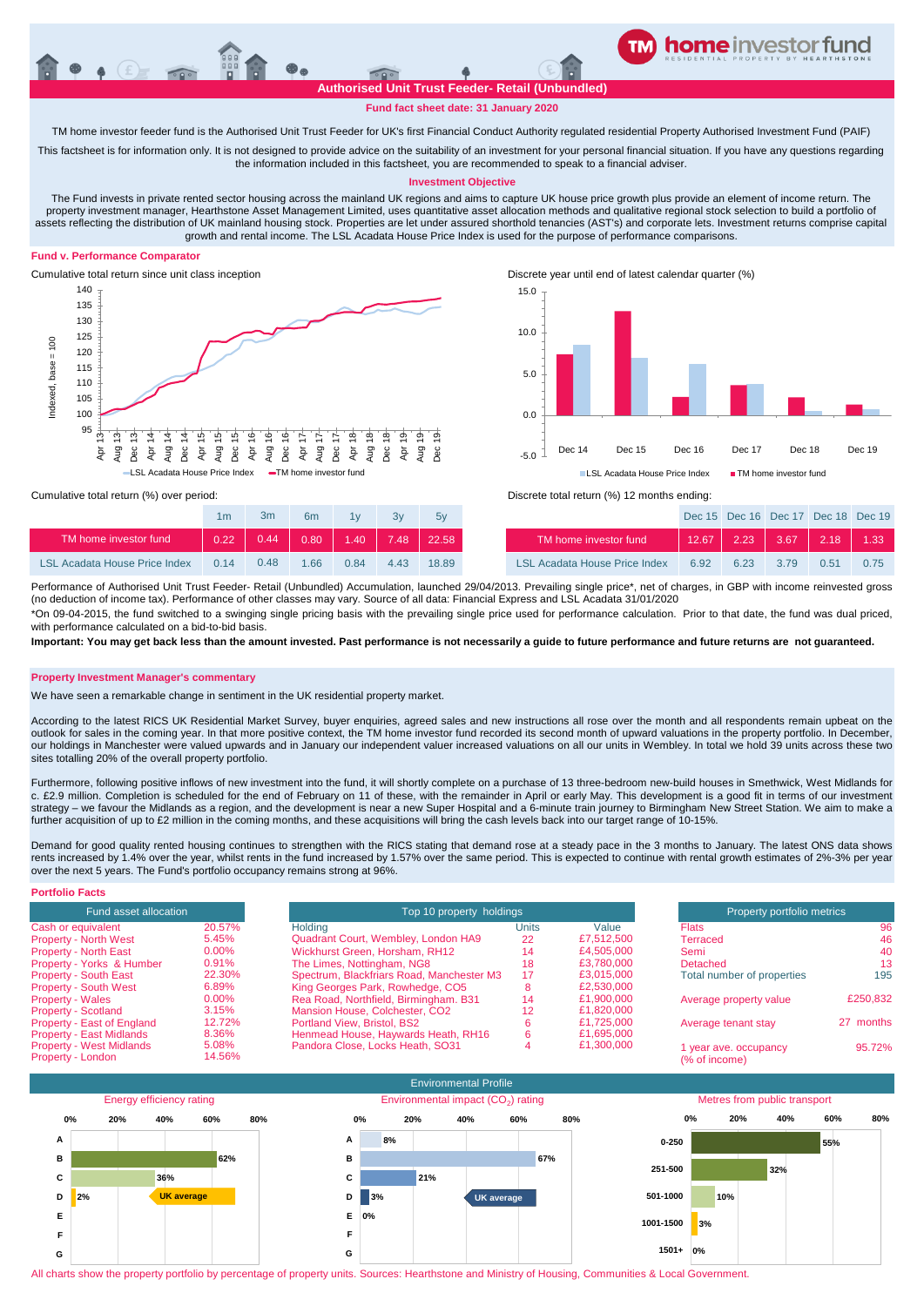# Authorised Unit Trust Feeder- Retail (Unbundled)

**Fund fact sheet date: 31 January 2020**

TM home investor feeder fund is the Authorised Unit Trust Feeder for UK's first Financial Conduct Authority regulated residential Property Authorised Investment Fund (PAIF)

This factsheet is for information only. It is not designed to provide advice on the suitability of an investment for your personal financial situation. If you have any questions regarding the information included in this factsheet, you are recommended to speak to a financial adviser.

## Investment Objective

The Fund invests in private rented sector housing across the mainland UK regions and aims to capture UK house price growth plus provide an element of income return. The property investment manager, Hearthstone Asset Management Limited, uses quantitative asset allocation methods and qualitative regional stock selection to build a portfolio of assets reflecting the distribution of UK mainland housing stock. Properties are let under assured shorthold tenancies (AST's) and corporate lets. Investment returns comprise capital growth and rental income. The LSL Acadata House Price Index is used for the purpose of performance comparisons.

## Fund v. Performance Comparator

Cumulative total return since unit class inception

Discrete year until end of latest calendar quarter (%)

Cumulative total return (%) over period:

| | 1m | 3m | 6m | 1y | 3y | 5y |
|---|---|---|---|---|---|---|
| TM home investor fund | 0.22 | 0.44 | 0.80 | 1.40 | 7.48 | 22.58 |
| LSL Acadata House Price Index | 0.14 | 0.48 | 1.66 | 0.84 | 4.43 | 18.89 |

Discrete total return (%) 12 months ending:

| | Dec 15 | Dec 16 | Dec 17 | Dec 18 | Dec 19 |
|---|---|---|---|---|---|
| TM home investor fund | 12.67 | 2.23 | 3.67 | 2.18 | 1.33 |
| LSL Acadata House Price Index | 6.92 | 6.23 | 3.79 | 0.51 | 0.75 |

Performance of Authorised Unit Trust Feeder- Retail (Unbundled) Accumulation, launched 29/04/2013. Prevailing single price*, net of charges, in GBP with income reinvested gross (no deduction of income tax). Performance of other classes may vary. Source of all data: Financial Express and LSL Acadata 31/01/2020

*On 09-04-2015, the fund switched to a swinging single pricing basis with the prevailing single price used for performance calculation. Prior to that date, the fund was dual priced, with performance calculated on a bid-to-bid basis.

**Important: You may get back less than the amount invested. Past performance is not necessarily a guide to future performance and future returns are not guaranteed.**

## Property Investment Manager's commentary

We have seen a remarkable change in sentiment in the UK residential property market.

According to the latest RICS UK Residential Market Survey, buyer enquiries, agreed sales and new instructions all rose over the month and all respondents remain upbeat on the outlook for sales in the coming year. In that more positive context, the TM home investor fund recorded its second month of upward valuations in the property portfolio. In December, our holdings in Manchester were valued upwards and in January our independent valuer increased valuations on all our units in Wembley. In total we hold 39 units across these two sites totalling 20% of the overall property portfolio.

Furthermore, following positive inflows of new investment into the fund, it will shortly complete on a purchase of 13 three-bedroom new-build houses in Smethwick, West Midlands for c. £2.9 million. Completion is scheduled for the end of February on 11 of these, with the remainder in April or early May. This development is a good fit in terms of our investment strategy – we favour the Midlands as a region, and the development is near a new Super Hospital and a 6-minute train journey to Birmingham New Street Station. We aim to make a further acquisition of up to £2 million in the coming months, and these acquisitions will bring the cash levels back into our target range of 10-15%.

Demand for good quality rented housing continues to strengthen with the RICS stating that demand rose at a steady pace in the 3 months to January. The latest ONS data shows rents increased by 1.4% over the year, whilst rents in the fund increased by 1.57% over the same period. This is expected to continue with rental growth estimates of 2%-3% per year over the next 5 years. The Fund's portfolio occupancy remains strong at 96%.

## Portfolio Facts

| Fund asset allocation | |
|---|---|
| Cash or equivalent | 20.57% |
| Property - North West | 5.45% |
| Property - North East | 0.00% |
| Property - Yorks & Humber | 0.91% |
| Property - South East | 22.30% |
| Property - South West | 6.89% |
| Property - Wales | 0.00% |
| Property - Scotland | 3.15% |
| Property - East of England | 12.72% |
| Property - East Midlands | 8.36% |
| Property - West Midlands | 5.08% |
| Property - London | 14.56% |

| Top 10 property holdings | | |
|---|---|---|
| Holding | Units | Value |
| Quadrant Court, Wembley, London HA9 | 22 | £7,512,500 |
| Wickhurst Green, Horsham, RH12 | 14 | £4,505,000 |
| The Limes, Nottingham, NG8 | 18 | £3,780,000 |
| Spectrum, Blackfriars Road, Manchester M3 | 17 | £3,015,000 |
| King Georges Park, Rowhedge, CO5 | 8 | £2,530,000 |
| Rea Road, Northfield, Birmingham. B31 | 14 | £1,900,000 |
| Mansion House, Colchester, CO2 | 12 | £1,820,000 |
| Portland View, Bristol, BS2 | 6 | £1,725,000 |
| Henmead House, Haywards Heath, RH16 | 6 | £1,695,000 |
| Pandora Close, Locks Heath, SO31 | 4 | £1,300,000 |

| Property portfolio metrics | |
|---|---|
| Flats | 96 |
| Terraced | 46 |
| Semi | 40 |
| Detached | 13 |
| Total number of properties | 195 |
| Average property value | £250,832 |
| Average tenant stay | 27 months |
| 1 year ave. occupancy (% of income) | 95.72% |

## Environmental Profile

| Energy efficiency rating | |
|---|---|
| A | |
| B | 62% |
| C | 36% |
| D | 2% (UK average) |
| E | |
| F | |
| G | |

| Environmental impact ($CO_2$) rating | |
|---|---|
| A | 8% |
| B | 67% |
| C | 21% |
| D | 3% (UK average) |
| E | 0% |
| F | |
| G | |

| Metres from public transport | |
|---|---|
| 0-250 | 55% |
| 251-500 | 32% |
| 501-1000 | 10% |
| 1001-1500 | 3% |
| 1501+ | 0% |

All charts show the property portfolio by percentage of property units. Sources: Hearthstone and Ministry of Housing, Communities & Local Government.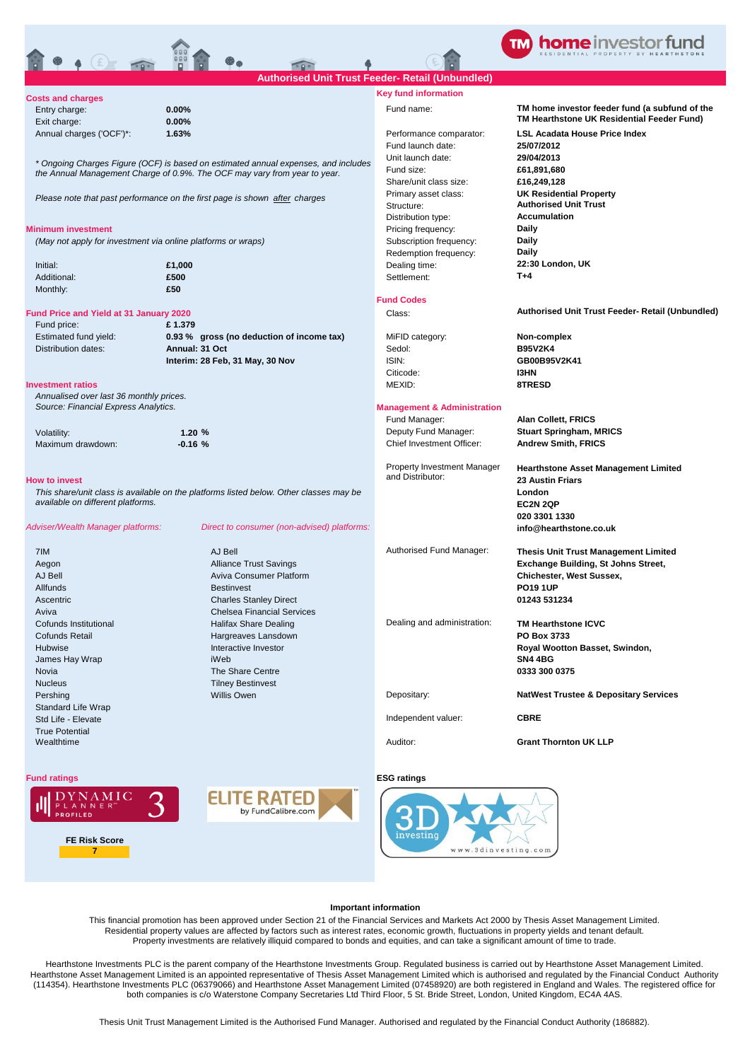home investor fund
RESIDENTIAL PROPERTY BY HEARTHSTONE

## Authorised Unit Trust Feeder- Retail (Unbundled)

### Costs and charges

| | |
|---|---|
| Entry charge: | **0.00%** |
| Exit charge: | **0.00%** |
| Annual charges ('OCF')*: | **1.63%** |

*\* Ongoing Charges Figure (OCF) is based on estimated annual expenses, and includes the Annual Management Charge of 0.9%. The OCF may vary from year to year.*

*Please note that past performance on the first page is shown after charges*

### Minimum investment

*(May not apply for investment via online platforms or wraps)*

| | |
|---|---|
| Initial: | **£1,000** |
| Additional: | **£500** |
| Monthly: | **£50** |

### Fund Price and Yield at 31 January 2020

| | |
|---|---|
| Fund price: | **£ 1.379** |
| Estimated fund yield: | **0.93 % gross (no deduction of income tax)** |
| Distribution dates: | **Annual: 31 Oct** |
| | **Interim: 28 Feb, 31 May, 30 Nov** |

### Investment ratios

*Annualised over last 36 monthly prices.*
*Source: Financial Express Analytics.*

| | |
|---|---|
| Volatility: | **1.20 %** |
| Maximum drawdown: | **-0.16 %** |

### How to invest

*This share/unit class is available on the platforms listed below. Other classes may be available on different platforms.*

| *Adviser/Wealth Manager platforms:* | *Direct to consumer (non-advised) platforms:* |
|---|---|
| 7IM | AJ Bell |
| Aegon | Alliance Trust Savings |
| AJ Bell | Aviva Consumer Platform |
| Allfunds | Bestinvest |
| Ascentric | Charles Stanley Direct |
| Aviva | Chelsea Financial Services |
| Cofunds Institutional | Halifax Share Dealing |
| Cofunds Retail | Hargreaves Lansdown |
| Hubwise | Interactive Investor |
| James Hay Wrap | iWeb |
| Novia | The Share Centre |
| Nucleus | Tilney Bestinvest |
| Pershing | Willis Owen |
| Standard Life Wrap | |
| Std Life - Elevate | |
| True Potential | |
| Wealthtime | |

### Fund ratings

DYNAMIC PLANNER PROFILED 3

ELITE RATED by FundCalibre.com

FE Risk Score
7

### Key fund information

| | |
|---|---|
| Fund name: | **TM home investor feeder fund (a subfund of the TM Hearthstone UK Residential Feeder Fund)** |
| Performance comparator: | **LSL Acadata House Price Index** |
| Fund launch date: | **25/07/2012** |
| Unit launch date: | **29/04/2013** |
| Fund size: | **£61,891,680** |
| Share/unit class size: | **£16,249,128** |
| Primary asset class: | **UK Residential Property** |
| Structure: | **Authorised Unit Trust** |
| Distribution type: | **Accumulation** |
| Pricing frequency: | **Daily** |
| Subscription frequency: | **Daily** |
| Redemption frequency: | **Daily** |
| Dealing time: | **22:30 London, UK** |
| Settlement: | **T+4** |

### Fund Codes

| | |
|---|---|
| Class: | **Authorised Unit Trust Feeder- Retail (Unbundled)** |
| MiFID category: | **Non-complex** |
| Sedol: | **B95V2K4** |
| ISIN: | **GB00B95V2K41** |
| Citicode: | **I3HN** |
| MEXID: | **8TRESD** |

### Management & Administration

| | |
|---|---|
| Fund Manager: | **Alan Collett, FRICS** |
| Deputy Fund Manager: | **Stuart Springham, MRICS** |
| Chief Investment Officer: | **Andrew Smith, FRICS** |
| Property Investment Manager and Distributor: | **Hearthstone Asset Management Limited**<br>**23 Austin Friars**<br>**London**<br>**EC2N 2QP**<br>**020 3301 1330**<br>**info@hearthstone.co.uk** |
| Authorised Fund Manager: | **Thesis Unit Trust Management Limited**<br>**Exchange Building, St Johns Street,**<br>**Chichester, West Sussex,**<br>**PO19 1UP**<br>**01243 531234** |
| Dealing and administration: | **TM Hearthstone ICVC**<br>**PO Box 3733**<br>**Royal Wootton Basset, Swindon,**<br>**SN4 4BG**<br>**0333 300 0375** |
| Depositary: | **NatWest Trustee & Depositary Services** |
| Independent valuer: | **CBRE** |
| Auditor: | **Grant Thornton UK LLP** |

### ESG ratings

3D investing
www.3dinvesting.com

**Important information**

This financial promotion has been approved under Section 21 of the Financial Services and Markets Act 2000 by Thesis Asset Management Limited. Residential property values are affected by factors such as interest rates, economic growth, fluctuations in property yields and tenant default. Property investments are relatively illiquid compared to bonds and equities, and can take a significant amount of time to trade.

Hearthstone Investments PLC is the parent company of the Hearthstone Investments Group. Regulated business is carried out by Hearthstone Asset Management Limited. Hearthstone Asset Management Limited is an appointed representative of Thesis Asset Management Limited which is authorised and regulated by the Financial Conduct Authority (114354). Hearthstone Investments PLC (06379066) and Hearthstone Asset Management Limited (07458920) are both registered in England and Wales. The registered office for both companies is c/o Waterstone Company Secretaries Ltd Third Floor, 5 St. Bride Street, London, United Kingdom, EC4A 4AS.

Thesis Unit Trust Management Limited is the Authorised Fund Manager. Authorised and regulated by the Financial Conduct Authority (186882).